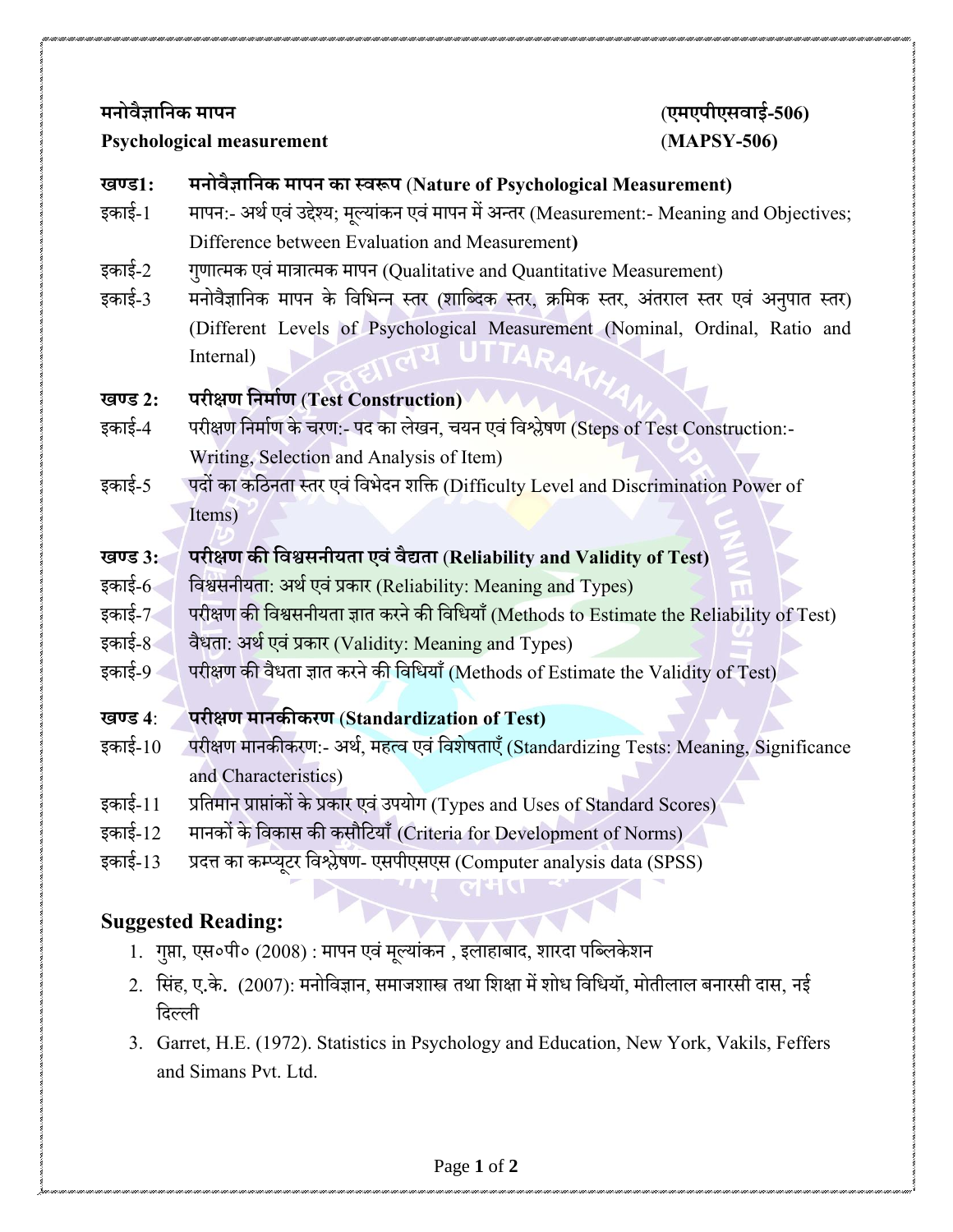**मनोवैज्ञानिक मापन** **(एमएपीएसवाई-506)**

**Psychological measurement** **(MAPSY-506)**

**खण्ड1: मनोवैज्ञानिक मापन का स्वरूप (Nature of Psychological Measurement)**

इकाई-1 मापन:- अर्थ एवं उद्देश्य; मूल्यांकन एवं मापन में अन्तर (Measurement:- Meaning and Objectives; Difference between Evaluation and Measurement**)**

इकाई-2 गुणात्मक एवं मात्रात्मक मापन (Qualitative and Quantitative Measurement)

इकाई-3 मनोवैज्ञानिक मापन के विभिन्न स्तर (शाब्दिक स्तर, क्रमिक स्तर, अंतराल स्तर एवं अनुपात स्तर) (Different Levels of Psychological Measurement (Nominal, Ordinal, Ratio and Internal)

**खण्ड 2: परीक्षण निर्माण (Test Construction)**

इकाई-4 परीक्षण निर्माण के चरण:- पद का लेखन, चयन एवं विश्लेषण (Steps of Test Construction:- Writing, Selection and Analysis of Item)

इकाई-5 पदों का कठिनता स्तर एवं विभेदन शक्ति (Difficulty Level and Discrimination Power of Items)

**खण्ड 3: परीक्षण की विश्वसनीयता एवं वैद्यता (Reliability and Validity of Test)**

इकाई-6 विश्वसनीयता: अर्थ एवं प्रकार (Reliability: Meaning and Types)

इकाई-7 परीक्षण की विश्वसनीयता ज्ञात करने की विधियाँ (Methods to Estimate the Reliability of Test)

इकाई-8 वैधता: अर्थ एवं प्रकार (Validity: Meaning and Types)

इकाई-9 परीक्षण की वैधता ज्ञात करने की विधियाँ (Methods of Estimate the Validity of Test)

**खण्ड 4: परीक्षण मानकीकरण (Standardization of Test)**

इकाई-10 परीक्षण मानकीकरण:- अर्थ, महत्व एवं विशेषताएँ (Standardizing Tests: Meaning, Significance and Characteristics)

इकाई-11 प्रतिमान प्राप्तांकों के प्रकार एवं उपयोग (Types and Uses of Standard Scores)

इकाई-12 मानकों के विकास की कसौटियाँ (Criteria for Development of Norms)

इकाई-13 प्रदत्त का कम्प्यूटर विश्लेषण- एसपीएसएस (Computer analysis data (SPSS)

## Suggested Reading:

1. गुप्ता, एस०पी० (2008) : मापन एवं मूल्यांकन , इलाहाबाद, शारदा पब्लिकेशन
2. सिंह, ए.के. (2007): मनोविज्ञान, समाजशास्त्र तथा शिक्षा में शोध विधियॉ, मोतीलाल बनारसी दास, नई दिल्ली
3. Garret, H.E. (1972). Statistics in Psychology and Education, New York, Vakils, Feffers and Simans Pvt. Ltd.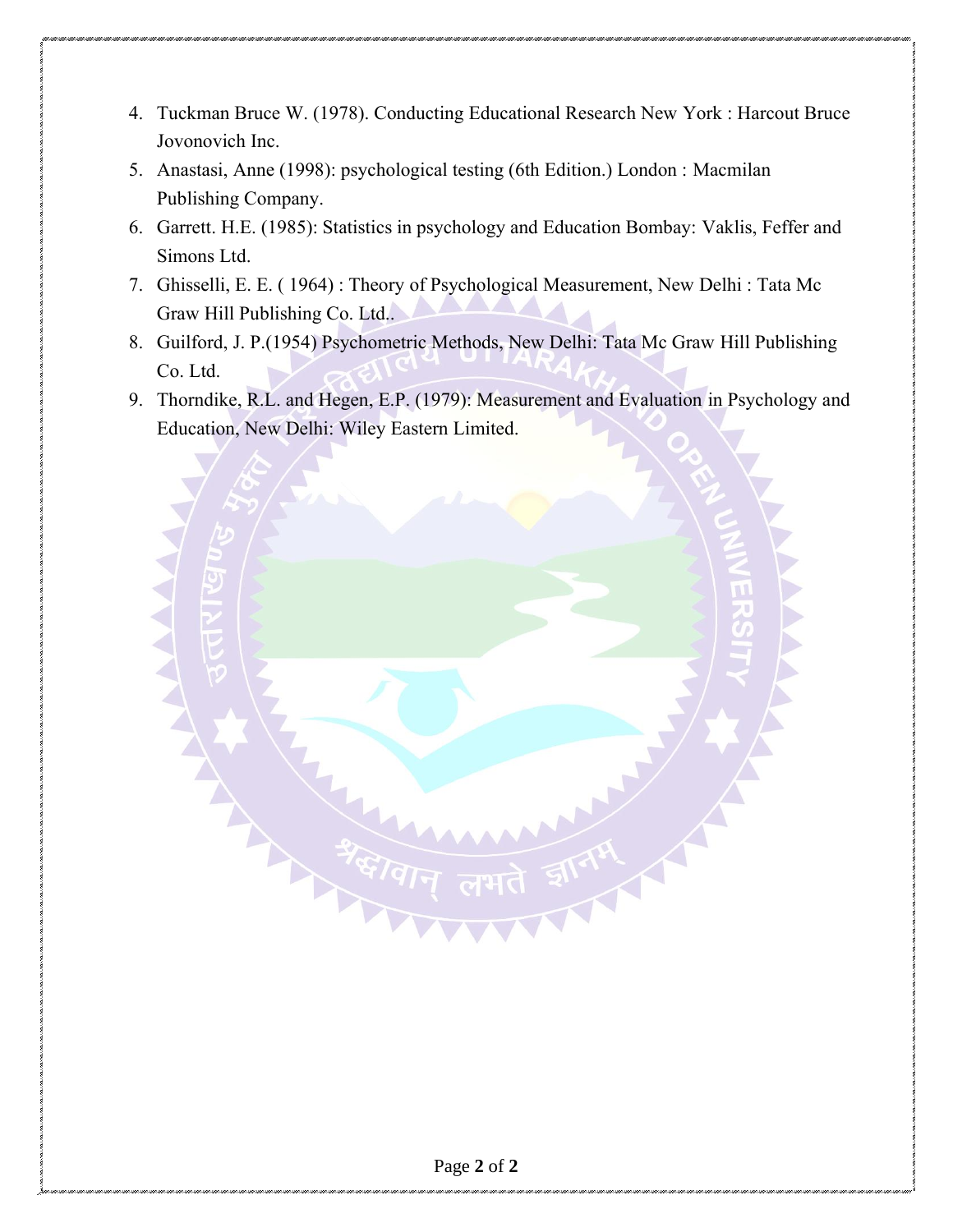4. Tuckman Bruce W. (1978). Conducting Educational Research New York : Harcout Bruce Jovonovich Inc.
5. Anastasi, Anne (1998): psychological testing (6th Edition.) London : Macmilan Publishing Company.
6. Garrett. H.E. (1985): Statistics in psychology and Education Bombay: Vaklis, Feffer and Simons Ltd.
7. Ghisselli, E. E. ( 1964) : Theory of Psychological Measurement, New Delhi : Tata Mc Graw Hill Publishing Co. Ltd..
8. Guilford, J. P.(1954) Psychometric Methods, New Delhi: Tata Mc Graw Hill Publishing Co. Ltd.
9. Thorndike, R.L. and Hegen, E.P. (1979): Measurement and Evaluation in Psychology and Education, New Delhi: Wiley Eastern Limited.